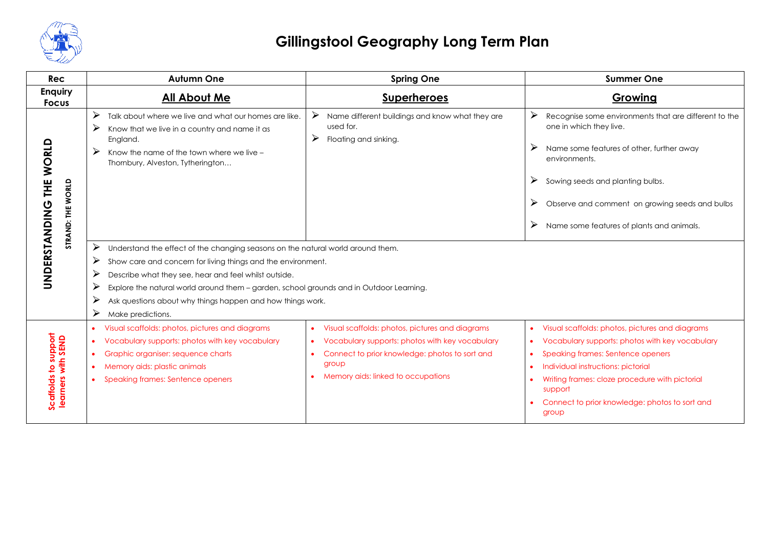# Gillingstool Geography Long Term Plan

| Rec | Autumn One | Spring One | Summer One |
|---|---|---|---|
| **Enquiry Focus** | **All About Me** | **Superheroes** | **Growing** |
| **UNDERSTANDING THE WORLD** STRAND: THE WORLD | ➢ Talk about where we live and what our homes are like.<br>➢ Know that we live in a country and name it as England.<br>➢ Know the name of the town where we live – Thornbury, Alveston, Tytherington… | ➢ Name different buildings and know what they are used for.<br>➢ Floating and sinking. | ➢ Recognise some environments that are different to the one in which they live.<br>➢ Name some features of other, further away environments.<br>➢ Sowing seeds and planting bulbs.<br>➢ Observe and comment on growing seeds and bulbs<br>➢ Name some features of plants and animals. |
| | ➢ Understand the effect of the changing seasons on the natural world around them.<br>➢ Show care and concern for living things and the environment.<br>➢ Describe what they see, hear and feel whilst outside.<br>➢ Explore the natural world around them – garden, school grounds and in Outdoor Learning.<br>➢ Ask questions about why things happen and how things work.<br>➢ Make predictions. | | |
| **Scaffolds to support learners with SEND** | • Visual scaffolds: photos, pictures and diagrams<br>• Vocabulary supports: photos with key vocabulary<br>• Graphic organiser: sequence charts<br>• Memory aids: plastic animals<br>• Speaking frames: Sentence openers | • Visual scaffolds: photos, pictures and diagrams<br>• Vocabulary supports: photos with key vocabulary<br>• Connect to prior knowledge: photos to sort and group<br>• Memory aids: linked to occupations | • Visual scaffolds: photos, pictures and diagrams<br>• Vocabulary supports: photos with key vocabulary<br>• Speaking frames: Sentence openers<br>• Individual instructions: pictorial<br>• Writing frames: cloze procedure with pictorial support<br>• Connect to prior knowledge: photos to sort and group |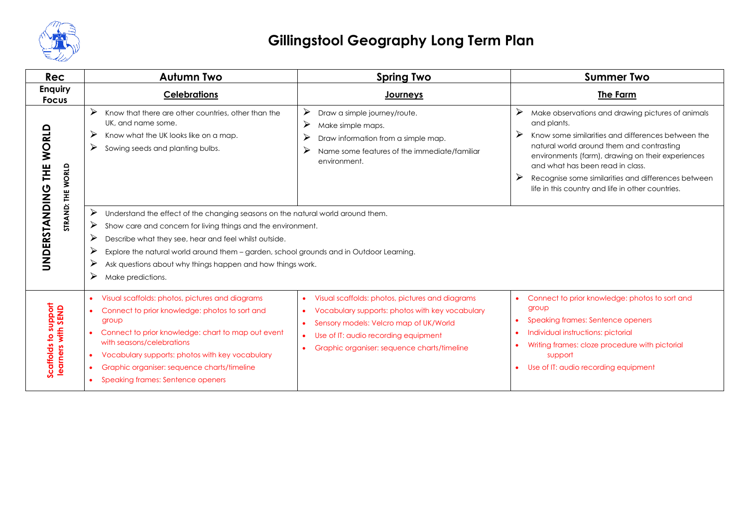# Gillingstool Geography Long Term Plan

| Rec | Autumn Two | Spring Two | Summer Two |
|---|---|---|---|
| **Enquiry Focus** | **Celebrations** | **Journeys** | **The Farm** |
| **UNDERSTANDING THE WORLD** STRAND: THE WORLD | ➢ Know that there are other countries, other than the UK, and name some.<br>➢ Know what the UK looks like on a map.<br>➢ Sowing seeds and planting bulbs. | ➢ Draw a simple journey/route.<br>➢ Make simple maps.<br>➢ Draw information from a simple map.<br>➢ Name some features of the immediate/familiar environment. | ➢ Make observations and drawing pictures of animals and plants.<br>➢ Know some similarities and differences between the natural world around them and contrasting environments (farm), drawing on their experiences and what has been read in class.<br>➢ Recognise some similarities and differences between life in this country and life in other countries. |
| | ➢ Understand the effect of the changing seasons on the natural world around them.<br>➢ Show care and concern for living things and the environment.<br>➢ Describe what they see, hear and feel whilst outside.<br>➢ Explore the natural world around them – garden, school grounds and in Outdoor Learning.<br>➢ Ask questions about why things happen and how things work.<br>➢ Make predictions. | | |
| **Scaffolds to support learners with SEND** | • Visual scaffolds: photos, pictures and diagrams<br>• Connect to prior knowledge: photos to sort and group<br>• Connect to prior knowledge: chart to map out event with seasons/celebrations<br>• Vocabulary supports: photos with key vocabulary<br>• Graphic organiser: sequence charts/timeline<br>• Speaking frames: Sentence openers | • Visual scaffolds: photos, pictures and diagrams<br>• Vocabulary supports: photos with key vocabulary<br>• Sensory models: Velcro map of UK/World<br>• Use of IT: audio recording equipment<br>• Graphic organiser: sequence charts/timeline | • Connect to prior knowledge: photos to sort and group<br>• Speaking frames: Sentence openers<br>• Individual instructions: pictorial<br>• Writing frames: cloze procedure with pictorial support<br>• Use of IT: audio recording equipment |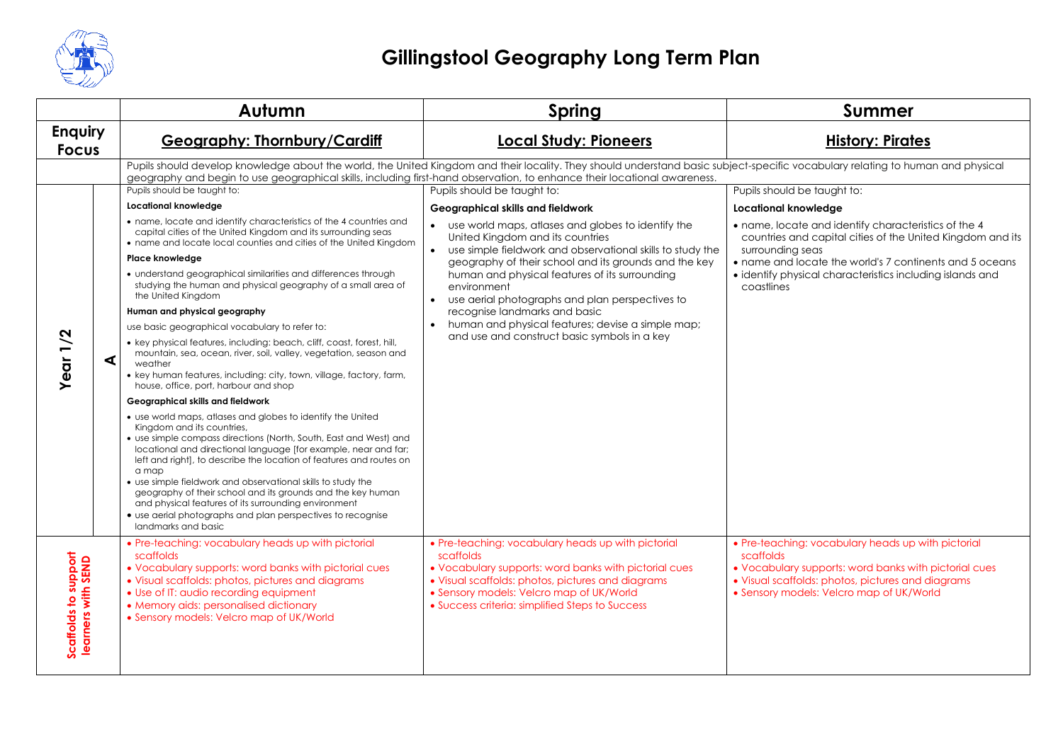# Gillingstool Geography Long Term Plan

| | | Autumn | Spring | Summer |
|---|---|---|---|---|
| **Enquiry Focus** | | **Geography: Thornbury/Cardiff** | **Local Study: Pioneers** | **History: Pirates** |
| | | Pupils should develop knowledge about the world, the United Kingdom and their locality. They should understand basic subject-specific vocabulary relating to human and physical geography and begin to use geographical skills, including first-hand observation, to enhance their locational awareness. | | |
| **Year 1/2** | **A** | Pupils should be taught to:<br>**Locational knowledge**<br>• name, locate and identify characteristics of the 4 countries and capital cities of the United Kingdom and its surrounding seas<br>• name and locate local counties and cities of the United Kingdom<br>**Place knowledge**<br>• understand geographical similarities and differences through studying the human and physical geography of a small area of the United Kingdom<br>**Human and physical geography**<br>use basic geographical vocabulary to refer to:<br>• key physical features, including: beach, cliff, coast, forest, hill, mountain, sea, ocean, river, soil, valley, vegetation, season and weather<br>• key human features, including: city, town, village, factory, farm, house, office, port, harbour and shop<br>**Geographical skills and fieldwork**<br>• use world maps, atlases and globes to identify the United Kingdom and its countries,<br>• use simple compass directions (North, South, East and West) and locational and directional language [for example, near and far; left and right], to describe the location of features and routes on a map<br>• use simple fieldwork and observational skills to study the geography of their school and its grounds and the key human and physical features of its surrounding environment<br>• use aerial photographs and plan perspectives to recognise landmarks and basic | Pupils should be taught to:<br>**Geographical skills and fieldwork**<br>• use world maps, atlases and globes to identify the United Kingdom and its countries<br>• use simple fieldwork and observational skills to study the geography of their school and its grounds and the key human and physical features of its surrounding environment<br>• use aerial photographs and plan perspectives to recognise landmarks and basic<br>• human and physical features; devise a simple map; and use and construct basic symbols in a key | Pupils should be taught to:<br>**Locational knowledge**<br>• name, locate and identify characteristics of the 4 countries and capital cities of the United Kingdom and its surrounding seas<br>• name and locate the world's 7 continents and 5 oceans<br>• identify physical characteristics including islands and coastlines |
| **Scaffolds to support learners with SEND** | | • Pre-teaching: vocabulary heads up with pictorial scaffolds<br>• Vocabulary supports: word banks with pictorial cues<br>• Visual scaffolds: photos, pictures and diagrams<br>• Use of IT: audio recording equipment<br>• Memory aids: personalised dictionary<br>• Sensory models: Velcro map of UK/World | • Pre-teaching: vocabulary heads up with pictorial scaffolds<br>• Vocabulary supports: word banks with pictorial cues<br>• Visual scaffolds: photos, pictures and diagrams<br>• Sensory models: Velcro map of UK/World<br>• Success criteria: simplified Steps to Success | • Pre-teaching: vocabulary heads up with pictorial scaffolds<br>• Vocabulary supports: word banks with pictorial cues<br>• Visual scaffolds: photos, pictures and diagrams<br>• Sensory models: Velcro map of UK/World |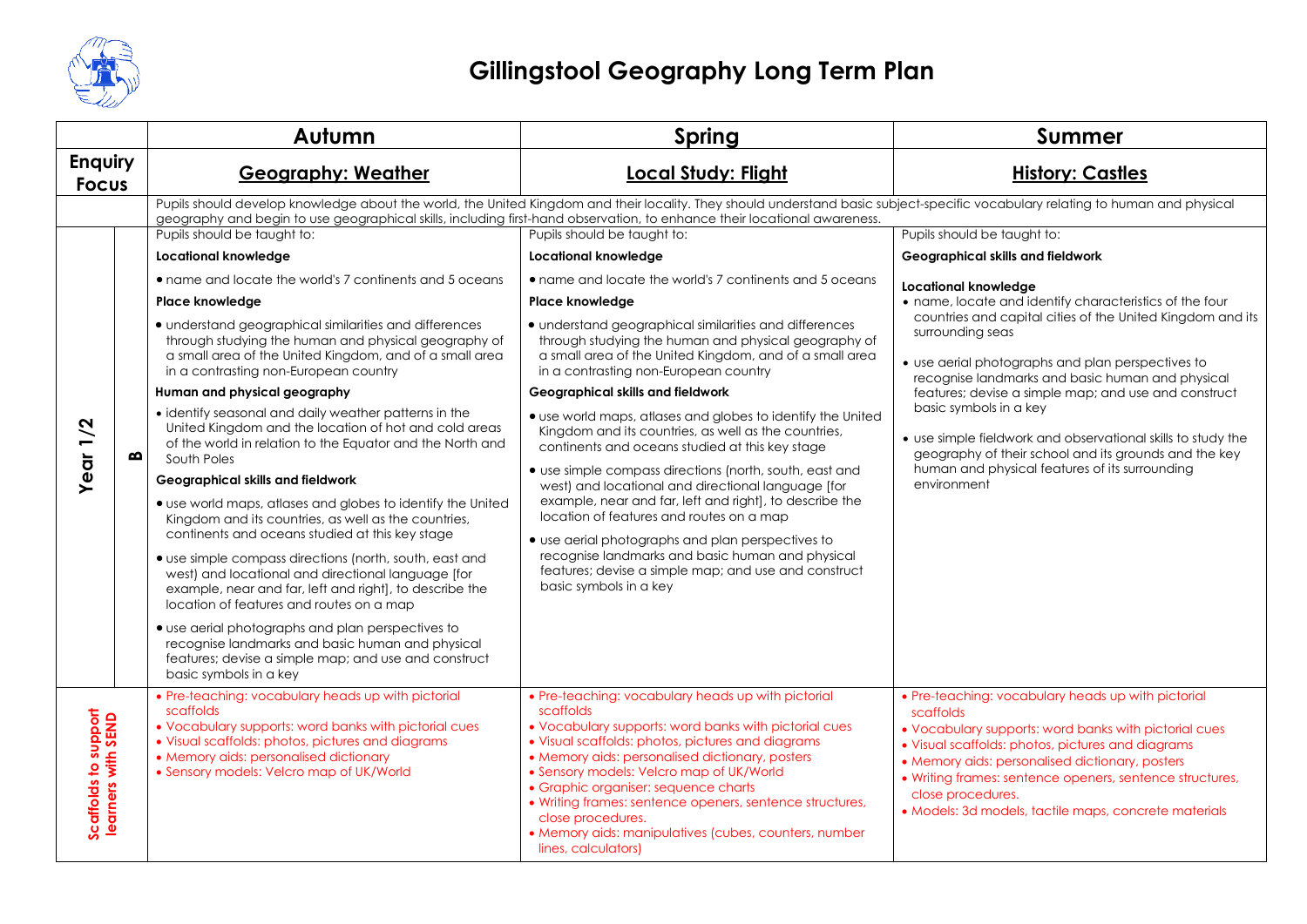# Gillingstool Geography Long Term Plan

| | | Autumn | Spring | Summer |
|---|---|---|---|---|
| **Enquiry Focus** | | **Geography: Weather** | **Local Study: Flight** | **History: Castles** |
| | | Pupils should develop knowledge about the world, the United Kingdom and their locality. They should understand basic subject-specific vocabulary relating to human and physical geography and begin to use geographical skills, including first-hand observation, to enhance their locational awareness. | | |
| **Year 1/2** | **B** | Pupils should be taught to:<br>**Locational knowledge**<br>• name and locate the world's 7 continents and 5 oceans<br>**Place knowledge**<br>• understand geographical similarities and differences through studying the human and physical geography of a small area of the United Kingdom, and of a small area in a contrasting non-European country<br>**Human and physical geography**<br>• identify seasonal and daily weather patterns in the United Kingdom and the location of hot and cold areas of the world in relation to the Equator and the North and South Poles<br>**Geographical skills and fieldwork**<br>• use world maps, atlases and globes to identify the United Kingdom and its countries, as well as the countries, continents and oceans studied at this key stage<br>• use simple compass directions (north, south, east and west) and locational and directional language [for example, near and far, left and right], to describe the location of features and routes on a map<br>• use aerial photographs and plan perspectives to recognise landmarks and basic human and physical features; devise a simple map; and use and construct basic symbols in a key | Pupils should be taught to:<br>**Locational knowledge**<br>• name and locate the world's 7 continents and 5 oceans<br>**Place knowledge**<br>• understand geographical similarities and differences through studying the human and physical geography of a small area of the United Kingdom, and of a small area in a contrasting non-European country<br>**Geographical skills and fieldwork**<br>• use world maps, atlases and globes to identify the United Kingdom and its countries, as well as the countries, continents and oceans studied at this key stage<br>• use simple compass directions (north, south, east and west) and locational and directional language [for example, near and far, left and right], to describe the location of features and routes on a map<br>• use aerial photographs and plan perspectives to recognise landmarks and basic human and physical features; devise a simple map; and use and construct basic symbols in a key | Pupils should be taught to:<br>**Geographical skills and fieldwork**<br>**Locational knowledge**<br>• name, locate and identify characteristics of the four countries and capital cities of the United Kingdom and its surrounding seas<br>• use aerial photographs and plan perspectives to recognise landmarks and basic human and physical features; devise a simple map; and use and construct basic symbols in a key<br>• use simple fieldwork and observational skills to study the geography of their school and its grounds and the key human and physical features of its surrounding environment |
| **Scaffolds to support learners with SEND** | | • Pre-teaching: vocabulary heads up with pictorial scaffolds<br>• Vocabulary supports: word banks with pictorial cues<br>• Visual scaffolds: photos, pictures and diagrams<br>• Memory aids: personalised dictionary<br>• Sensory models: Velcro map of UK/World | • Pre-teaching: vocabulary heads up with pictorial scaffolds<br>• Vocabulary supports: word banks with pictorial cues<br>• Visual scaffolds: photos, pictures and diagrams<br>• Memory aids: personalised dictionary, posters<br>• Sensory models: Velcro map of UK/World<br>• Graphic organiser: sequence charts<br>• Writing frames: sentence openers, sentence structures, close procedures.<br>• Memory aids: manipulatives (cubes, counters, number lines, calculators) | • Pre-teaching: vocabulary heads up with pictorial scaffolds<br>• Vocabulary supports: word banks with pictorial cues<br>• Visual scaffolds: photos, pictures and diagrams<br>• Memory aids: personalised dictionary, posters<br>• Writing frames: sentence openers, sentence structures, close procedures.<br>• Models: 3d models, tactile maps, concrete materials |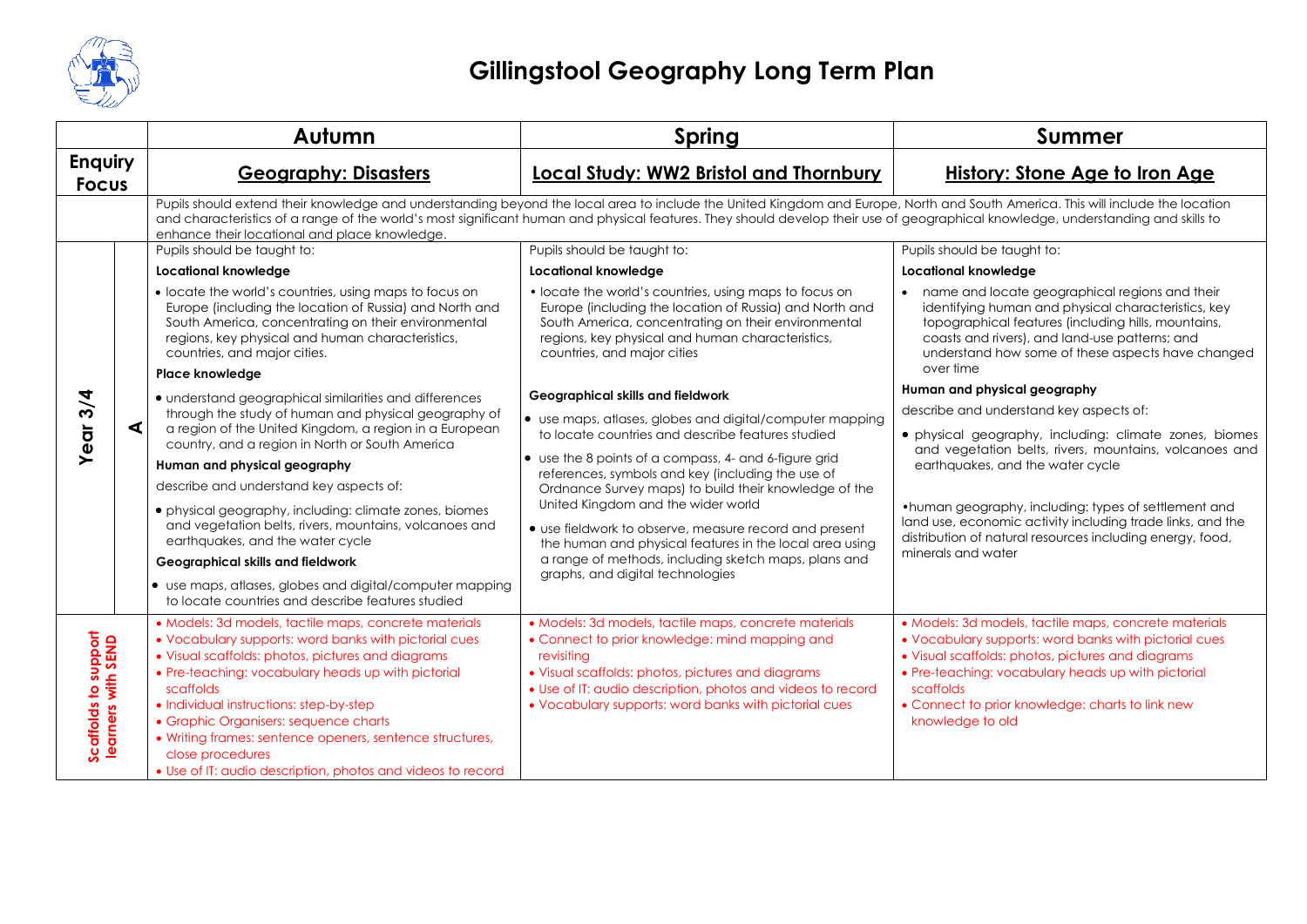# Gillingstool Geography Long Term Plan

| | | Autumn | Spring | Summer |
|---|---|---|---|---|
| **Enquiry Focus** | | **Geography: Disasters** | **Local Study: WW2 Bristol and Thornbury** | **History: Stone Age to Iron Age** |
| | | Pupils should extend their knowledge and understanding beyond the local area to include the United Kingdom and Europe, North and South America. This will include the location and characteristics of a range of the world's most significant human and physical features. They should develop their use of geographical knowledge, understanding and skills to enhance their locational and place knowledge. | | |
| **Year 3/4** | **A** | Pupils should be taught to:<br>**Locational knowledge**<br>• locate the world's countries, using maps to focus on Europe (including the location of Russia) and North and South America, concentrating on their environmental regions, key physical and human characteristics, countries, and major cities.<br>**Place knowledge**<br>• understand geographical similarities and differences through the study of human and physical geography of a region of the United Kingdom, a region in a European country, and a region in North or South America<br>**Human and physical geography**<br>describe and understand key aspects of:<br>• physical geography, including: climate zones, biomes and vegetation belts, rivers, mountains, volcanoes and earthquakes, and the water cycle<br>**Geographical skills and fieldwork**<br>• use maps, atlases, globes and digital/computer mapping to locate countries and describe features studied | Pupils should be taught to:<br>**Locational knowledge**<br>• locate the world's countries, using maps to focus on Europe (including the location of Russia) and North and South America, concentrating on their environmental regions, key physical and human characteristics, countries, and major cities<br>**Geographical skills and fieldwork**<br>• use maps, atlases, globes and digital/computer mapping to locate countries and describe features studied<br>• use the 8 points of a compass, 4- and 6-figure grid references, symbols and key (including the use of Ordnance Survey maps) to build their knowledge of the United Kingdom and the wider world<br>• use fieldwork to observe, measure record and present the human and physical features in the local area using a range of methods, including sketch maps, plans and graphs, and digital technologies | Pupils should be taught to:<br>**Locational knowledge**<br>• name and locate geographical regions and their identifying human and physical characteristics, key topographical features (including hills, mountains, coasts and rivers), and land-use patterns; and understand how some of these aspects have changed over time<br>**Human and physical geography**<br>describe and understand key aspects of:<br>• physical geography, including: climate zones, biomes and vegetation belts, rivers, mountains, volcanoes and earthquakes, and the water cycle<br>•human geography, including: types of settlement and land use, economic activity including trade links, and the distribution of natural resources including energy, food, minerals and water |
| **Scaffolds to support learners with SEND** | | • Models: 3d models, tactile maps, concrete materials<br>• Vocabulary supports: word banks with pictorial cues<br>• Visual scaffolds: photos, pictures and diagrams<br>• Pre-teaching: vocabulary heads up with pictorial scaffolds<br>• Individual instructions: step-by-step<br>• Graphic Organisers: sequence charts<br>• Writing frames: sentence openers, sentence structures, close procedures<br>• Use of IT: audio description, photos and videos to record | • Models: 3d models, tactile maps, concrete materials<br>• Connect to prior knowledge: mind mapping and revisiting<br>• Visual scaffolds: photos, pictures and diagrams<br>• Use of IT: audio description, photos and videos to record<br>• Vocabulary supports: word banks with pictorial cues | • Models: 3d models, tactile maps, concrete materials<br>• Vocabulary supports: word banks with pictorial cues<br>• Visual scaffolds: photos, pictures and diagrams<br>• Pre-teaching: vocabulary heads up with pictorial scaffolds<br>• Connect to prior knowledge: charts to link new knowledge to old |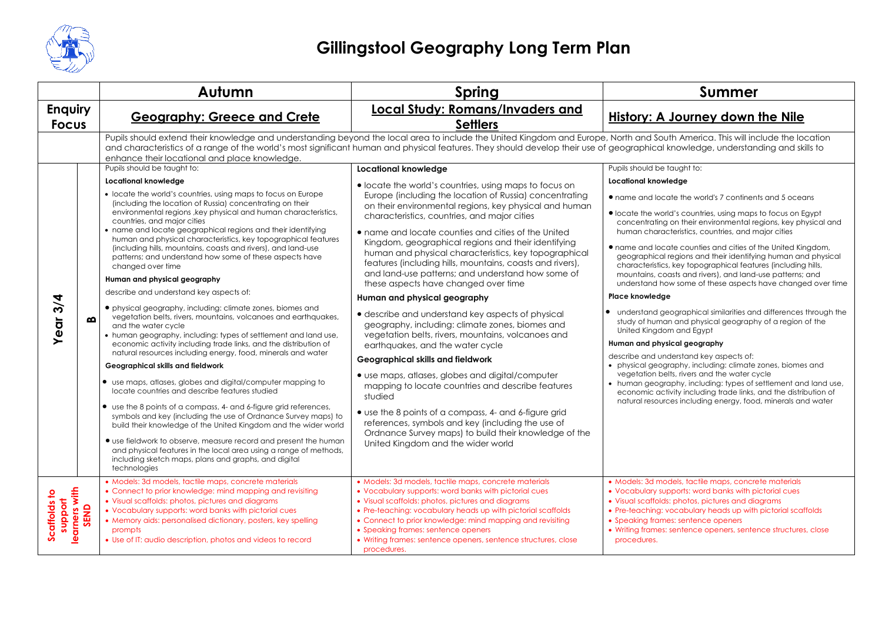# Gillingstool Geography Long Term Plan

| | | Autumn | Spring | Summer |
|---|---|---|---|---|
| **Enquiry Focus** | | **Geography: Greece and Crete** | **Local Study: Romans/Invaders and Settlers** | **History: A Journey down the Nile** |
| | | Pupils should extend their knowledge and understanding beyond the local area to include the United Kingdom and Europe, North and South America. This will include the location and characteristics of a range of the world's most significant human and physical features. They should develop their use of geographical knowledge, understanding and skills to enhance their locational and place knowledge. | | |
| **Year 3/4** | **B** | Pupils should be taught to:<br><br>**Locational knowledge**<br>• locate the world's countries, using maps to focus on Europe (including the location of Russia) concentrating on their environmental regions ,key physical and human characteristics, countries, and major cities<br>• name and locate geographical regions and their identifying human and physical characteristics, key topographical features (including hills, mountains, coasts and rivers), and land-use patterns; and understand how some of these aspects have changed over time<br><br>**Human and physical geography**<br>describe and understand key aspects of:<br>• physical geography, including: climate zones, biomes and vegetation belts, rivers, mountains, volcanoes and earthquakes, and the water cycle<br>• human geography, including: types of settlement and land use, economic activity including trade links, and the distribution of natural resources including energy, food, minerals and water<br><br>**Geographical skills and fieldwork**<br>• use maps, atlases, globes and digital/computer mapping to locate countries and describe features studied<br>• use the 8 points of a compass, 4- and 6-figure grid references, symbols and key (including the use of Ordnance Survey maps) to build their knowledge of the United Kingdom and the wider world<br>• use fieldwork to observe, measure record and present the human and physical features in the local area using a range of methods, including sketch maps, plans and graphs, and digital technologies | **Locational knowledge**<br>• locate the world's countries, using maps to focus on Europe (including the location of Russia) concentrating on their environmental regions, key physical and human characteristics, countries, and major cities<br>• name and locate counties and cities of the United Kingdom, geographical regions and their identifying human and physical characteristics, key topographical features (including hills, mountains, coasts and rivers), and land-use patterns; and understand how some of these aspects have changed over time<br><br>**Human and physical geography**<br>• describe and understand key aspects of physical geography, including: climate zones, biomes and vegetation belts, rivers, mountains, volcanoes and earthquakes, and the water cycle<br><br>**Geographical skills and fieldwork**<br>• use maps, atlases, globes and digital/computer mapping to locate countries and describe features studied<br>• use the 8 points of a compass, 4- and 6-figure grid references, symbols and key (including the use of Ordnance Survey maps) to build their knowledge of the United Kingdom and the wider world | Pupils should be taught to:<br><br>**Locational knowledge**<br>• name and locate the world's 7 continents and 5 oceans<br>• locate the world's countries, using maps to focus on Egypt concentrating on their environmental regions, key physical and human characteristics, countries, and major cities<br>• name and locate counties and cities of the United Kingdom, geographical regions and their identifying human and physical characteristics, key topographical features (including hills, mountains, coasts and rivers), and land-use patterns; and understand how some of these aspects have changed over time<br><br>**Place knowledge**<br>• understand geographical similarities and differences through the study of human and physical geography of a region of the United Kingdom and Egypt<br><br>**Human and physical geography**<br>describe and understand key aspects of:<br>• physical geography, including: climate zones, biomes and vegetation belts, rivers and the water cycle<br>• human geography, including: types of settlement and land use, economic activity including trade links, and the distribution of natural resources including energy, food, minerals and water |
| **Scaffolds to support learners with SEND** | | • Models: 3d models, tactile maps, concrete materials<br>• Connect to prior knowledge: mind mapping and revisiting<br>• Visual scaffolds: photos, pictures and diagrams<br>• Vocabulary supports: word banks with pictorial cues<br>• Memory aids: personalised dictionary, posters, key spelling prompts<br>• Use of IT: audio description, photos and videos to record | • Models: 3d models, tactile maps, concrete materials<br>• Vocabulary supports: word banks with pictorial cues<br>• Visual scaffolds: photos, pictures and diagrams<br>• Pre-teaching: vocabulary heads up with pictorial scaffolds<br>• Connect to prior knowledge: mind mapping and revisiting<br>• Speaking frames: sentence openers<br>• Writing frames: sentence openers, sentence structures, close procedures. | • Models: 3d models, tactile maps, concrete materials<br>• Vocabulary supports: word banks with pictorial cues<br>• Visual scaffolds: photos, pictures and diagrams<br>• Pre-teaching: vocabulary heads up with pictorial scaffolds<br>• Speaking frames: sentence openers<br>• Writing frames: sentence openers, sentence structures, close procedures. |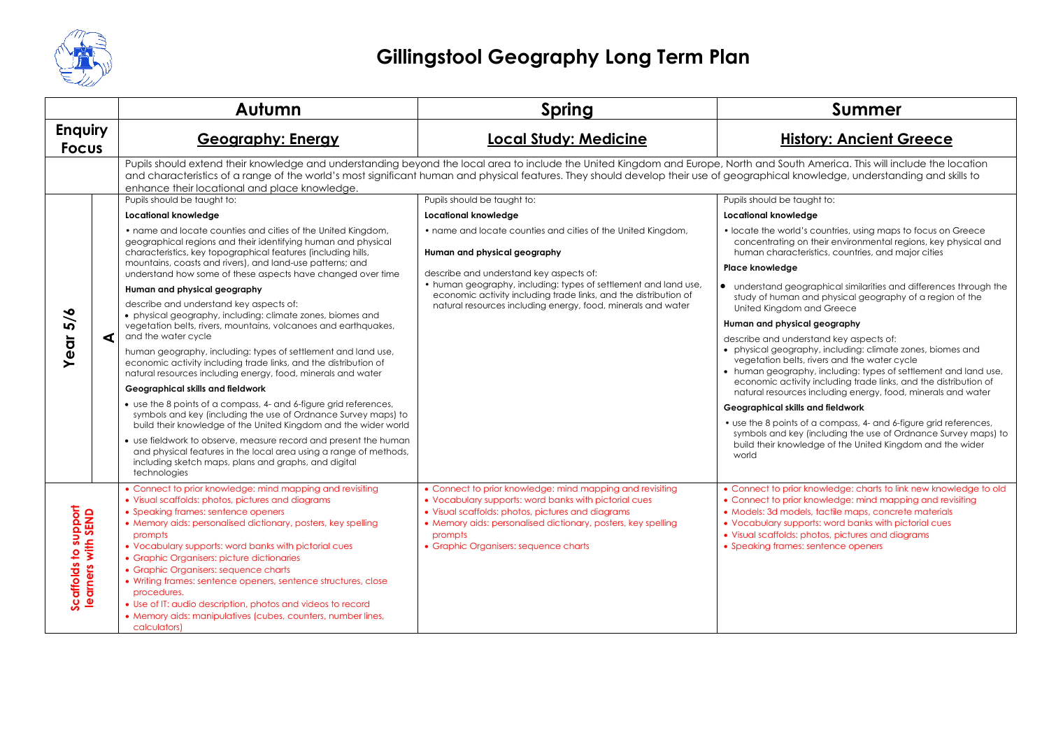# Gillingstool Geography Long Term Plan

| | | Autumn | Spring | Summer |
|---|---|---|---|---|
| **Enquiry Focus** | | **Geography: Energy** | **Local Study: Medicine** | **History: Ancient Greece** |
| | | Pupils should extend their knowledge and understanding beyond the local area to include the United Kingdom and Europe, North and South America. This will include the location and characteristics of a range of the world's most significant human and physical features. They should develop their use of geographical knowledge, understanding and skills to enhance their locational and place knowledge. | | |
| **Year 5/6** | **A** | Pupils should be taught to:<br>**Locational knowledge**<br>• name and locate counties and cities of the United Kingdom, geographical regions and their identifying human and physical characteristics, key topographical features (including hills, mountains, coasts and rivers), and land-use patterns; and understand how some of these aspects have changed over time<br>**Human and physical geography**<br>describe and understand key aspects of:<br>• physical geography, including: climate zones, biomes and vegetation belts, rivers, mountains, volcanoes and earthquakes, and the water cycle<br>human geography, including: types of settlement and land use, economic activity including trade links, and the distribution of natural resources including energy, food, minerals and water<br>**Geographical skills and fieldwork**<br>• use the 8 points of a compass, 4- and 6-figure grid references, symbols and key (including the use of Ordnance Survey maps) to build their knowledge of the United Kingdom and the wider world<br>• use fieldwork to observe, measure record and present the human and physical features in the local area using a range of methods, including sketch maps, plans and graphs, and digital technologies | Pupils should be taught to:<br>**Locational knowledge**<br>• name and locate counties and cities of the United Kingdom,<br>**Human and physical geography**<br>describe and understand key aspects of:<br>• human geography, including: types of settlement and land use, economic activity including trade links, and the distribution of natural resources including energy, food, minerals and water | Pupils should be taught to:<br>**Locational knowledge**<br>• locate the world's countries, using maps to focus on Greece concentrating on their environmental regions, key physical and human characteristics, countries, and major cities<br>**Place knowledge**<br>• understand geographical similarities and differences through the study of human and physical geography of a region of the United Kingdom and Greece<br>**Human and physical geography**<br>describe and understand key aspects of:<br>• physical geography, including: climate zones, biomes and vegetation belts, rivers and the water cycle<br>• human geography, including: types of settlement and land use, economic activity including trade links, and the distribution of natural resources including energy, food, minerals and water<br>**Geographical skills and fieldwork**<br>• use the 8 points of a compass, 4- and 6-figure grid references, symbols and key (including the use of Ordnance Survey maps) to build their knowledge of the United Kingdom and the wider world |
| **Scaffolds to support learners with SEND** | | • Connect to prior knowledge: mind mapping and revisiting<br>• Visual scaffolds: photos, pictures and diagrams<br>• Speaking frames: sentence openers<br>• Memory aids: personalised dictionary, posters, key spelling prompts<br>• Vocabulary supports: word banks with pictorial cues<br>• Graphic Organisers: picture dictionaries<br>• Graphic Organisers: sequence charts<br>• Writing frames: sentence openers, sentence structures, close procedures.<br>• Use of IT: audio description, photos and videos to record<br>• Memory aids: manipulatives (cubes, counters, number lines, calculators) | • Connect to prior knowledge: mind mapping and revisiting<br>• Vocabulary supports: word banks with pictorial cues<br>• Visual scaffolds: photos, pictures and diagrams<br>• Memory aids: personalised dictionary, posters, key spelling prompts<br>• Graphic Organisers: sequence charts | • Connect to prior knowledge: charts to link new knowledge to old<br>• Connect to prior knowledge: mind mapping and revisiting<br>• Models: 3d models, tactile maps, concrete materials<br>• Vocabulary supports: word banks with pictorial cues<br>• Visual scaffolds: photos, pictures and diagrams<br>• Speaking frames: sentence openers |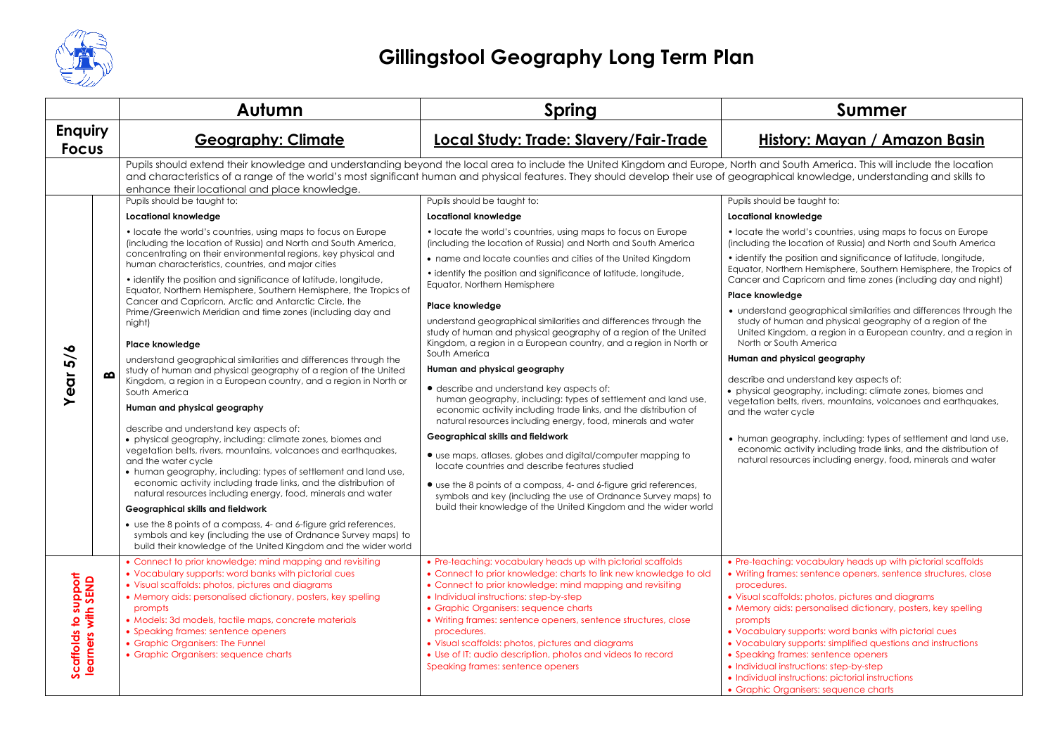# Gillingstool Geography Long Term Plan

| | | Autumn | Spring | Summer |
|---|---|---|---|---|
| **Enquiry Focus** | | **Geography: Climate** | **Local Study: Trade: Slavery/Fair-Trade** | **History: Mayan / Amazon Basin** |
| | | Pupils should extend their knowledge and understanding beyond the local area to include the United Kingdom and Europe, North and South America. This will include the location and characteristics of a range of the world's most significant human and physical features. They should develop their use of geographical knowledge, understanding and skills to enhance their locational and place knowledge. | | |
| **Year 5/6** | **B** | Pupils should be taught to:<br><br>**Locational knowledge**<br><br>• locate the world's countries, using maps to focus on Europe (including the location of Russia) and North and South America, concentrating on their environmental regions, key physical and human characteristics, countries, and major cities<br><br>• identify the position and significance of latitude, longitude, Equator, Northern Hemisphere, Southern Hemisphere, the Tropics of Cancer and Capricorn, Arctic and Antarctic Circle, the Prime/Greenwich Meridian and time zones (including day and night)<br><br>**Place knowledge**<br><br>understand geographical similarities and differences through the study of human and physical geography of a region of the United Kingdom, a region in a European country, and a region in North or South America<br><br>**Human and physical geography**<br><br>describe and understand key aspects of:<br>• physical geography, including: climate zones, biomes and vegetation belts, rivers, mountains, volcanoes and earthquakes, and the water cycle<br>• human geography, including: types of settlement and land use, economic activity including trade links, and the distribution of natural resources including energy, food, minerals and water<br><br>**Geographical skills and fieldwork**<br><br>• use the 8 points of a compass, 4- and 6-figure grid references, symbols and key (including the use of Ordnance Survey maps) to build their knowledge of the United Kingdom and the wider world | Pupils should be taught to:<br><br>**Locational knowledge**<br><br>• locate the world's countries, using maps to focus on Europe (including the location of Russia) and North and South America<br><br>• name and locate counties and cities of the United Kingdom<br><br>• identify the position and significance of latitude, longitude, Equator, Northern Hemisphere<br><br>**Place knowledge**<br><br>understand geographical similarities and differences through the study of human and physical geography of a region of the United Kingdom, a region in a European country, and a region in North or South America<br><br>**Human and physical geography**<br><br>• describe and understand key aspects of: human geography, including: types of settlement and land use, economic activity including trade links, and the distribution of natural resources including energy, food, minerals and water<br><br>**Geographical skills and fieldwork**<br><br>• use maps, atlases, globes and digital/computer mapping to locate countries and describe features studied<br><br>• use the 8 points of a compass, 4- and 6-figure grid references, symbols and key (including the use of Ordnance Survey maps) to build their knowledge of the United Kingdom and the wider world | Pupils should be taught to:<br><br>**Locational knowledge**<br><br>• locate the world's countries, using maps to focus on Europe (including the location of Russia) and North and South America<br><br>• identify the position and significance of latitude, longitude, Equator, Northern Hemisphere, Southern Hemisphere, the Tropics of Cancer and Capricorn and time zones (including day and night)<br><br>**Place knowledge**<br><br>• understand geographical similarities and differences through the study of human and physical geography of a region of the United Kingdom, a region in a European country, and a region in North or South America<br><br>**Human and physical geography**<br><br>describe and understand key aspects of:<br>• physical geography, including: climate zones, biomes and vegetation belts, rivers, mountains, volcanoes and earthquakes, and the water cycle<br><br>• human geography, including: types of settlement and land use, economic activity including trade links, and the distribution of natural resources including energy, food, minerals and water |
| **Scaffolds to support learners with SEND** | | • Connect to prior knowledge: mind mapping and revisiting<br>• Vocabulary supports: word banks with pictorial cues<br>• Visual scaffolds: photos, pictures and diagrams<br>• Memory aids: personalised dictionary, posters, key spelling prompts<br>• Models: 3d models, tactile maps, concrete materials<br>• Speaking frames: sentence openers<br>• Graphic Organisers: The Funnel<br>• Graphic Organisers: sequence charts | • Pre-teaching: vocabulary heads up with pictorial scaffolds<br>• Connect to prior knowledge: charts to link new knowledge to old<br>• Connect to prior knowledge: mind mapping and revisiting<br>• Individual instructions: step-by-step<br>• Graphic Organisers: sequence charts<br>• Writing frames: sentence openers, sentence structures, close procedures.<br>• Visual scaffolds: photos, pictures and diagrams<br>• Use of IT: audio description, photos and videos to record<br>Speaking frames: sentence openers | • Pre-teaching: vocabulary heads up with pictorial scaffolds<br>• Writing frames: sentence openers, sentence structures, close procedures.<br>• Visual scaffolds: photos, pictures and diagrams<br>• Memory aids: personalised dictionary, posters, key spelling prompts<br>• Vocabulary supports: word banks with pictorial cues<br>• Vocabulary supports: simplified questions and instructions<br>• Speaking frames: sentence openers<br>• Individual instructions: step-by-step<br>• Individual instructions: pictorial instructions<br>• Graphic Organisers: sequence charts |